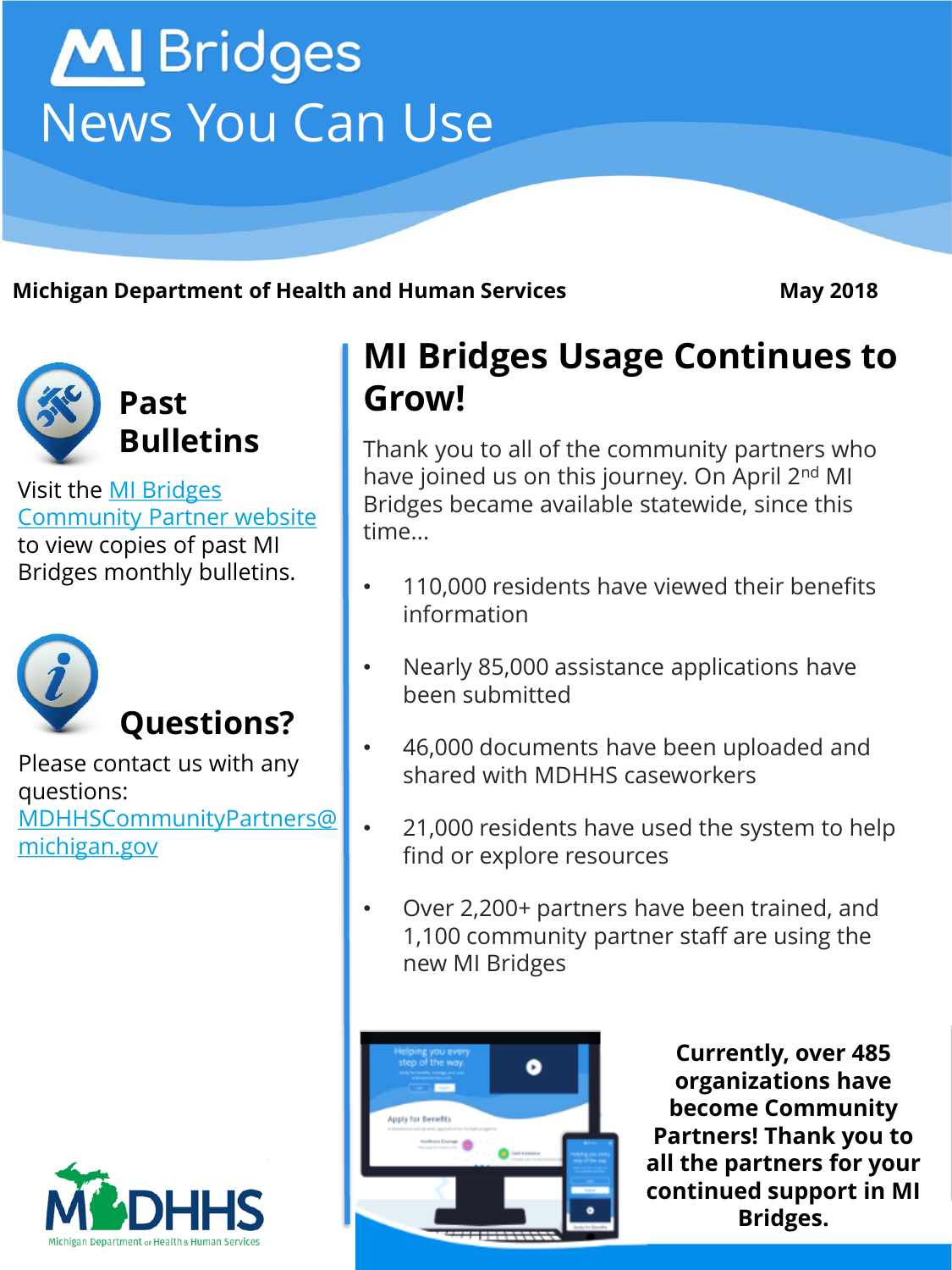# MI Bridges News You Can Use

**Michigan Department of Health and Human Services** **May 2018**

## MI Bridges Usage Continues to Grow!

Thank you to all of the community partners who have joined us on this journey. On April 2nd MI Bridges became available statewide, since this time…

- 110,000 residents have viewed their benefits information
- Nearly 85,000 assistance applications have been submitted
- 46,000 documents have been uploaded and shared with MDHHS caseworkers
- 21,000 residents have used the system to help find or explore resources
- Over 2,200+ partners have been trained, and 1,100 community partner staff are using the new MI Bridges

**Currently, over 485 organizations have become Community Partners! Thank you to all the partners for your continued support in MI Bridges.**

## Past Bulletins

Visit the [MI Bridges Community Partner website] to view copies of past MI Bridges monthly bulletins.

## Questions?

Please contact us with any questions: MDHHSCommunityPartners@michigan.gov

MDHHS
Michigan Department of Health & Human Services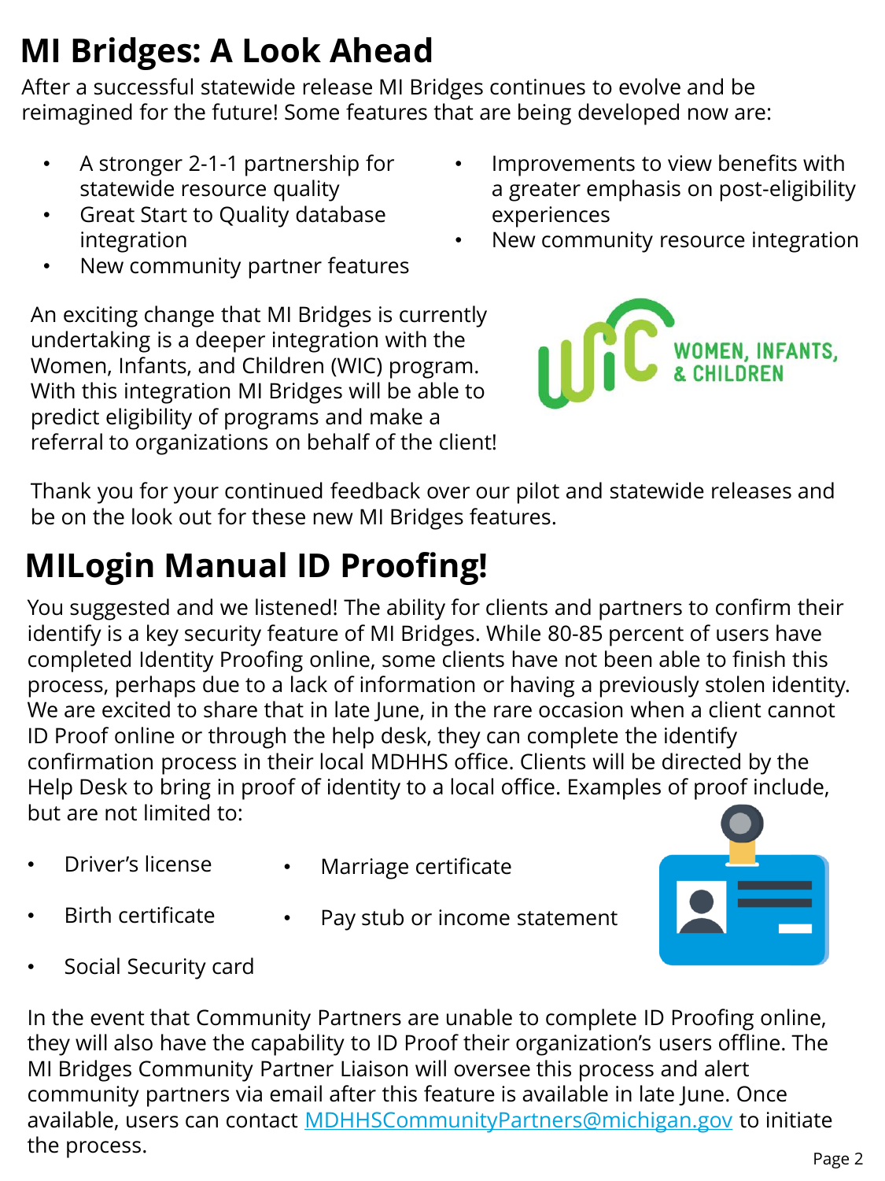# MI Bridges: A Look Ahead

After a successful statewide release MI Bridges continues to evolve and be reimagined for the future! Some features that are being developed now are:

- A stronger 2-1-1 partnership for statewide resource quality
- Great Start to Quality database integration
- New community partner features
- Improvements to view benefits with a greater emphasis on post-eligibility experiences
- New community resource integration

An exciting change that MI Bridges is currently undertaking is a deeper integration with the Women, Infants, and Children (WIC) program. With this integration MI Bridges will be able to predict eligibility of programs and make a referral to organizations on behalf of the client!

Thank you for your continued feedback over our pilot and statewide releases and be on the look out for these new MI Bridges features.

# MILogin Manual ID Proofing!

You suggested and we listened! The ability for clients and partners to confirm their identify is a key security feature of MI Bridges. While 80-85 percent of users have completed Identity Proofing online, some clients have not been able to finish this process, perhaps due to a lack of information or having a previously stolen identity. We are excited to share that in late June, in the rare occasion when a client cannot ID Proof online or through the help desk, they can complete the identify confirmation process in their local MDHHS office. Clients will be directed by the Help Desk to bring in proof of identity to a local office. Examples of proof include, but are not limited to:

- Driver's license
- Birth certificate
- Social Security card
- Marriage certificate
- Pay stub or income statement

In the event that Community Partners are unable to complete ID Proofing online, they will also have the capability to ID Proof their organization's users offline. The MI Bridges Community Partner Liaison will oversee this process and alert community partners via email after this feature is available in late June. Once available, users can contact MDHHSCommunityPartners@michigan.gov to initiate the process.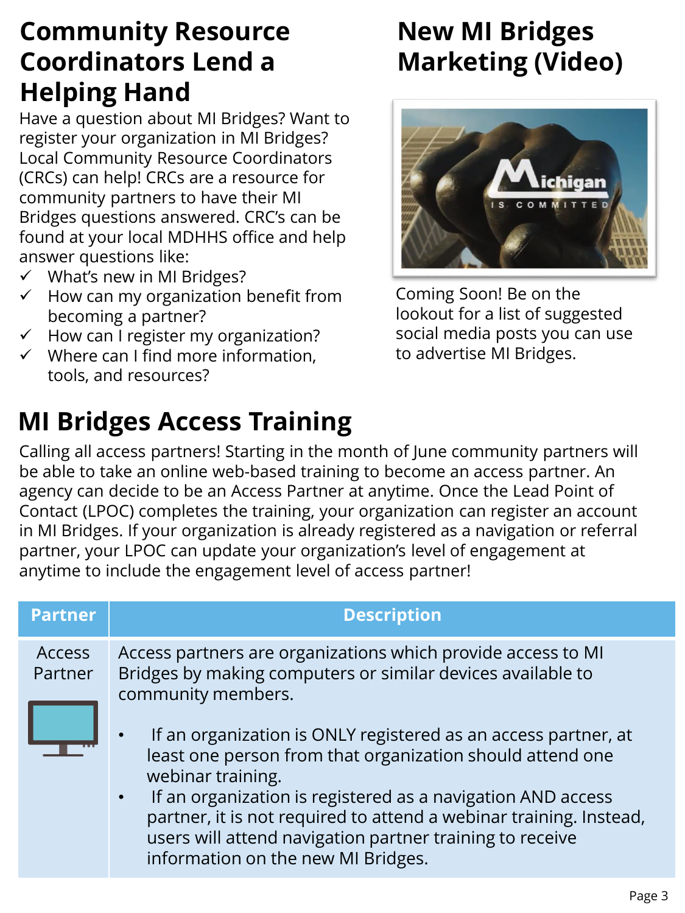## Community Resource Coordinators Lend a Helping Hand

Have a question about MI Bridges? Want to register your organization in MI Bridges? Local Community Resource Coordinators (CRCs) can help! CRCs are a resource for community partners to have their MI Bridges questions answered. CRC's can be found at your local MDHHS office and help answer questions like:

- ✓ What's new in MI Bridges?
- ✓ How can my organization benefit from becoming a partner?
- ✓ How can I register my organization?
- ✓ Where can I find more information, tools, and resources?

## New MI Bridges Marketing (Video)

Coming Soon! Be on the lookout for a list of suggested social media posts you can use to advertise MI Bridges.

## MI Bridges Access Training

Calling all access partners! Starting in the month of June community partners will be able to take an online web-based training to become an access partner. An agency can decide to be an Access Partner at anytime. Once the Lead Point of Contact (LPOC) completes the training, your organization can register an account in MI Bridges. If your organization is already registered as a navigation or referral partner, your LPOC can update your organization's level of engagement at anytime to include the engagement level of access partner!

| Partner | Description |
| --- | --- |
| Access Partner | Access partners are organizations which provide access to MI Bridges by making computers or similar devices available to community members.<br>• If an organization is ONLY registered as an access partner, at least one person from that organization should attend one webinar training.<br>• If an organization is registered as a navigation AND access partner, it is not required to attend a webinar training. Instead, users will attend navigation partner training to receive information on the new MI Bridges. |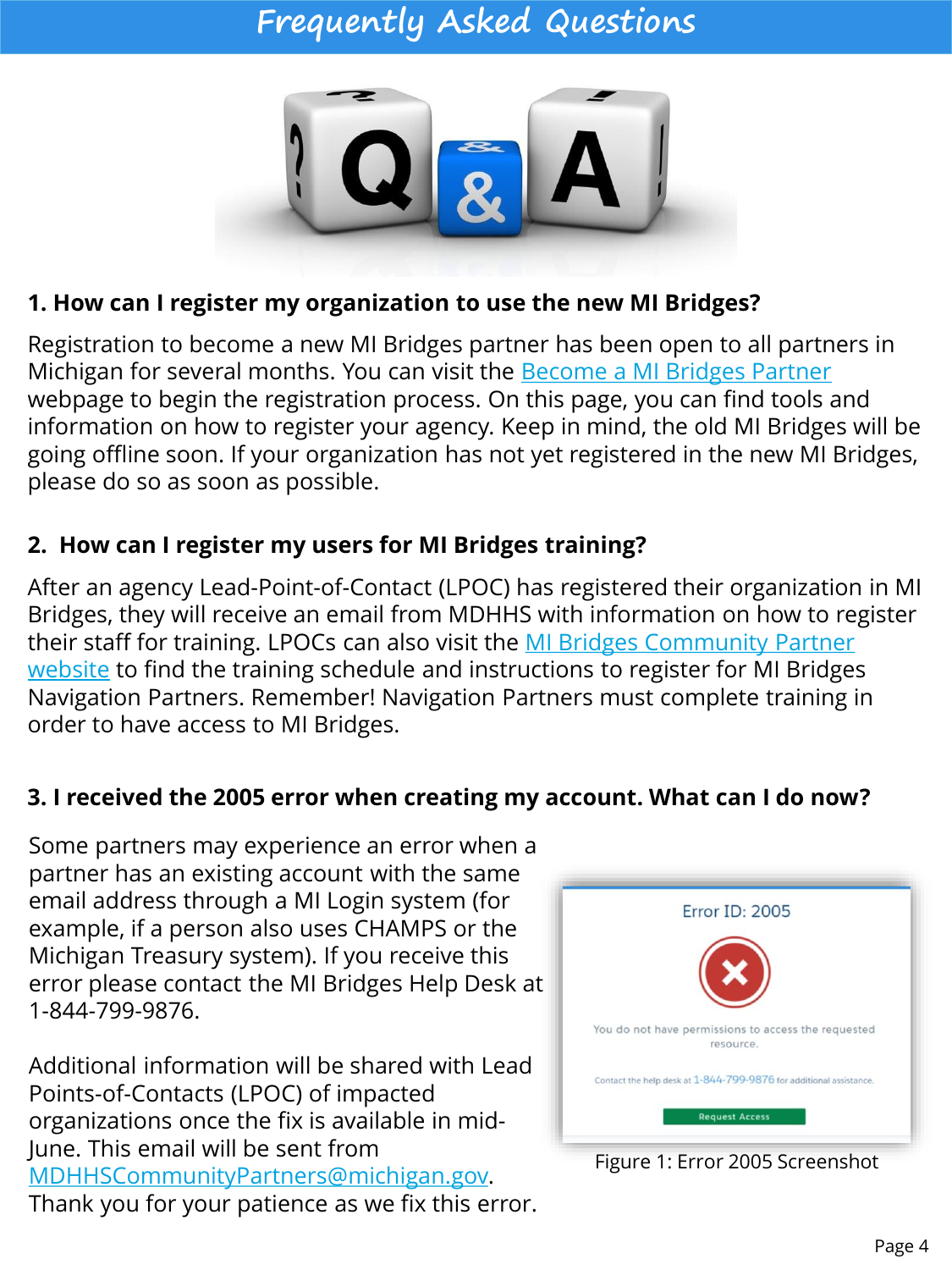# Frequently Asked Questions

**1. How can I register my organization to use the new MI Bridges?**

Registration to become a new MI Bridges partner has been open to all partners in Michigan for several months. You can visit the Become a MI Bridges Partner webpage to begin the registration process. On this page, you can find tools and information on how to register your agency. Keep in mind, the old MI Bridges will be going offline soon. If your organization has not yet registered in the new MI Bridges, please do so as soon as possible.

**2. How can I register my users for MI Bridges training?**

After an agency Lead-Point-of-Contact (LPOC) has registered their organization in MI Bridges, they will receive an email from MDHHS with information on how to register their staff for training. LPOCs can also visit the MI Bridges Community Partner website to find the training schedule and instructions to register for MI Bridges Navigation Partners. Remember! Navigation Partners must complete training in order to have access to MI Bridges.

**3. I received the 2005 error when creating my account. What can I do now?**

Some partners may experience an error when a partner has an existing account with the same email address through a MI Login system (for example, if a person also uses CHAMPS or the Michigan Treasury system). If you receive this error please contact the MI Bridges Help Desk at 1-844-799-9876.

Additional information will be shared with Lead Points-of-Contacts (LPOC) of impacted organizations once the fix is available in mid-June. This email will be sent from MDHHSCommunityPartners@michigan.gov. Thank you for your patience as we fix this error.

Error ID: 2005

You do not have permissions to access the requested resource.

Contact the help desk at 1-844-799-9876 for additional assistance.

Request Access

Figure 1: Error 2005 Screenshot